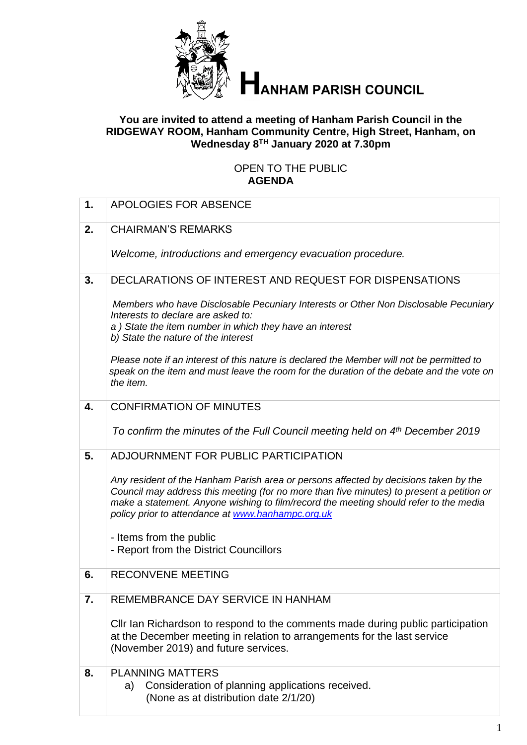# HANHAM PARISH COUNCIL

**You are invited to attend a meeting of Hanham Parish Council in the RIDGEWAY ROOM, Hanham Community Centre, High Street, Hanham, on Wednesday 8TH January 2020 at 7.30pm**

OPEN TO THE PUBLIC

**AGENDA**

| | |
|---|---|
| **1.** | APOLOGIES FOR ABSENCE |
| **2.** | CHAIRMAN'S REMARKS<br><br>*Welcome, introductions and emergency evacuation procedure.* |
| **3.** | DECLARATIONS OF INTEREST AND REQUEST FOR DISPENSATIONS<br><br>*Members who have Disclosable Pecuniary Interests or Other Non Disclosable Pecuniary Interests to declare are asked to:*<br>*a ) State the item number in which they have an interest*<br>*b) State the nature of the interest*<br><br>*Please note if an interest of this nature is declared the Member will not be permitted to speak on the item and must leave the room for the duration of the debate and the vote on the item.* |
| **4.** | CONFIRMATION OF MINUTES<br><br>*To confirm the minutes of the Full Council meeting held on 4th December 2019* |
| **5.** | ADJOURNMENT FOR PUBLIC PARTICIPATION<br><br>*Any resident of the Hanham Parish area or persons affected by decisions taken by the Council may address this meeting (for no more than five minutes) to present a petition or make a statement. Anyone wishing to film/record the meeting should refer to the media policy prior to attendance at www.hanhampc.org.uk*<br><br>- Items from the public<br>- Report from the District Councillors |
| **6.** | RECONVENE MEETING |
| **7.** | REMEMBRANCE DAY SERVICE IN HANHAM<br><br>Cllr Ian Richardson to respond to the comments made during public participation at the December meeting in relation to arrangements for the last service (November 2019) and future services. |
| **8.** | PLANNING MATTERS<br>a) Consideration of planning applications received.<br>(None as at distribution date 2/1/20) |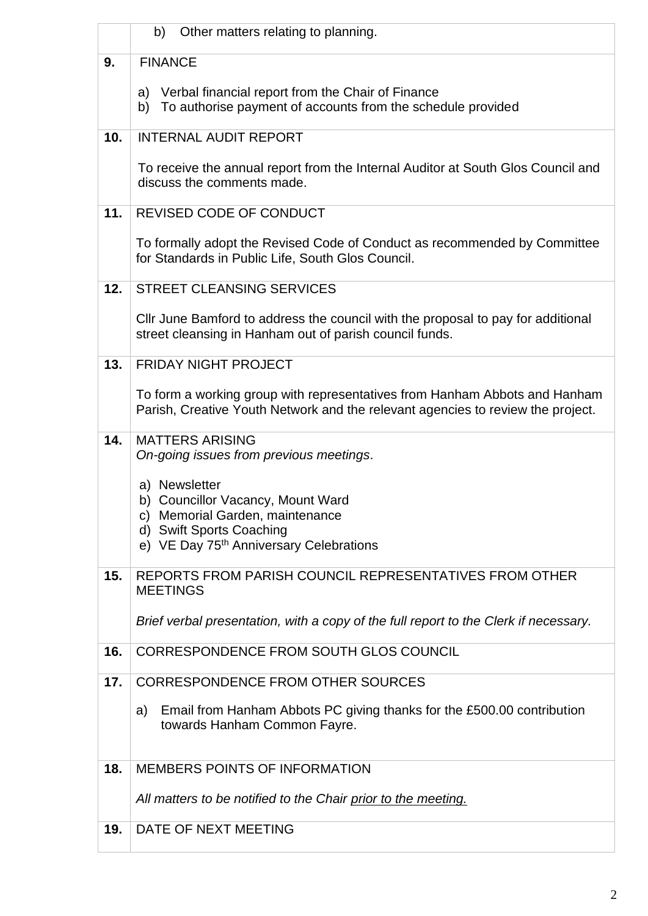| | |
|---|---|
| | b) Other matters relating to planning. |
| **9.** | FINANCE<br><br>a) Verbal financial report from the Chair of Finance<br>b) To authorise payment of accounts from the schedule provided |
| **10.** | INTERNAL AUDIT REPORT<br><br>To receive the annual report from the Internal Auditor at South Glos Council and discuss the comments made. |
| **11.** | REVISED CODE OF CONDUCT<br><br>To formally adopt the Revised Code of Conduct as recommended by Committee for Standards in Public Life, South Glos Council. |
| **12.** | STREET CLEANSING SERVICES<br><br>Cllr June Bamford to address the council with the proposal to pay for additional street cleansing in Hanham out of parish council funds. |
| **13.** | FRIDAY NIGHT PROJECT<br><br>To form a working group with representatives from Hanham Abbots and Hanham Parish, Creative Youth Network and the relevant agencies to review the project. |
| **14.** | MATTERS ARISING<br>*On-going issues from previous meetings*.<br><br>a) Newsletter<br>b) Councillor Vacancy, Mount Ward<br>c) Memorial Garden, maintenance<br>d) Swift Sports Coaching<br>e) VE Day 75th Anniversary Celebrations |
| **15.** | REPORTS FROM PARISH COUNCIL REPRESENTATIVES FROM OTHER MEETINGS<br><br>*Brief verbal presentation, with a copy of the full report to the Clerk if necessary.* |
| **16.** | CORRESPONDENCE FROM SOUTH GLOS COUNCIL |
| **17.** | CORRESPONDENCE FROM OTHER SOURCES<br><br>a) Email from Hanham Abbots PC giving thanks for the £500.00 contribution towards Hanham Common Fayre. |
| **18.** | MEMBERS POINTS OF INFORMATION<br><br>*All matters to be notified to the Chair prior to the meeting.* |
| **19.** | DATE OF NEXT MEETING |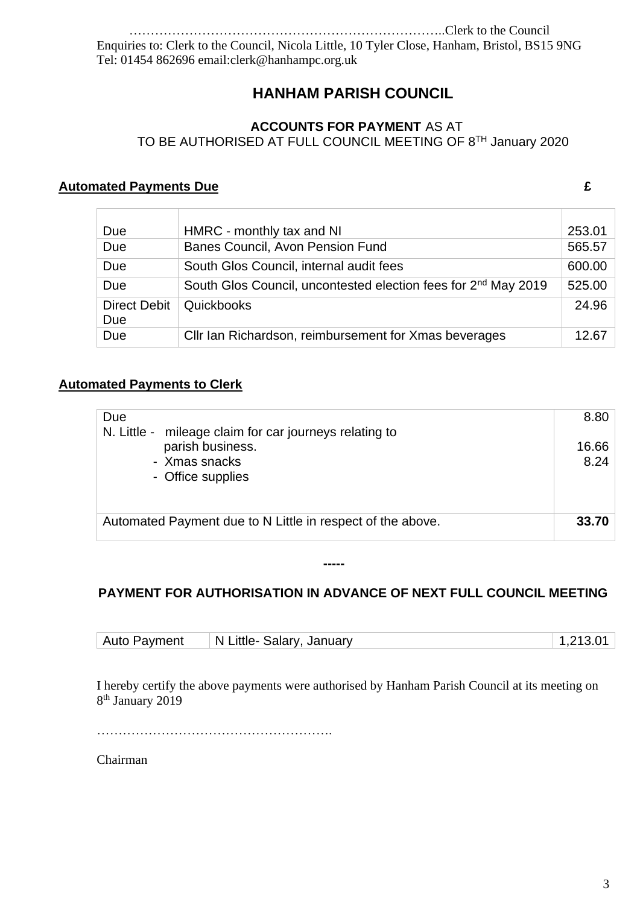……………………………………………………………..Clerk to the Council

Enquiries to: Clerk to the Council, Nicola Little, 10 Tyler Close, Hanham, Bristol, BS15 9NG
Tel: 01454 862696 email:clerk@hanhampc.org.uk

# HANHAM PARISH COUNCIL

**ACCOUNTS FOR PAYMENT** AS AT
TO BE AUTHORISED AT FULL COUNCIL MEETING OF 8TH January 2020

**Automated Payments Due** **£**

| | | |
|---|---|---|
| Due | HMRC - monthly tax and NI | 253.01 |
| Due | Banes Council, Avon Pension Fund | 565.57 |
| Due | South Glos Council, internal audit fees | 600.00 |
| Due | South Glos Council, uncontested election fees for 2nd May 2019 | 525.00 |
| Direct Debit Due | Quickbooks | 24.96 |
| Due | Cllr Ian Richardson, reimbursement for Xmas beverages | 12.67 |

**Automated Payments to Clerk**

| | |
|---|---|
| Due<br>N. Little - mileage claim for car journeys relating to parish business.<br>- Xmas snacks<br>- Office supplies | 8.80<br><br>16.66<br>8.24 |
| Automated Payment due to N Little in respect of the above. | **33.70** |

-----

**PAYMENT FOR AUTHORISATION IN ADVANCE OF NEXT FULL COUNCIL MEETING**

| | | |
|---|---|---|
| Auto Payment | N Little- Salary, January | 1,213.01 |

I hereby certify the above payments were authorised by Hanham Parish Council at its meeting on 8th January 2019

……………………………………………….

Chairman